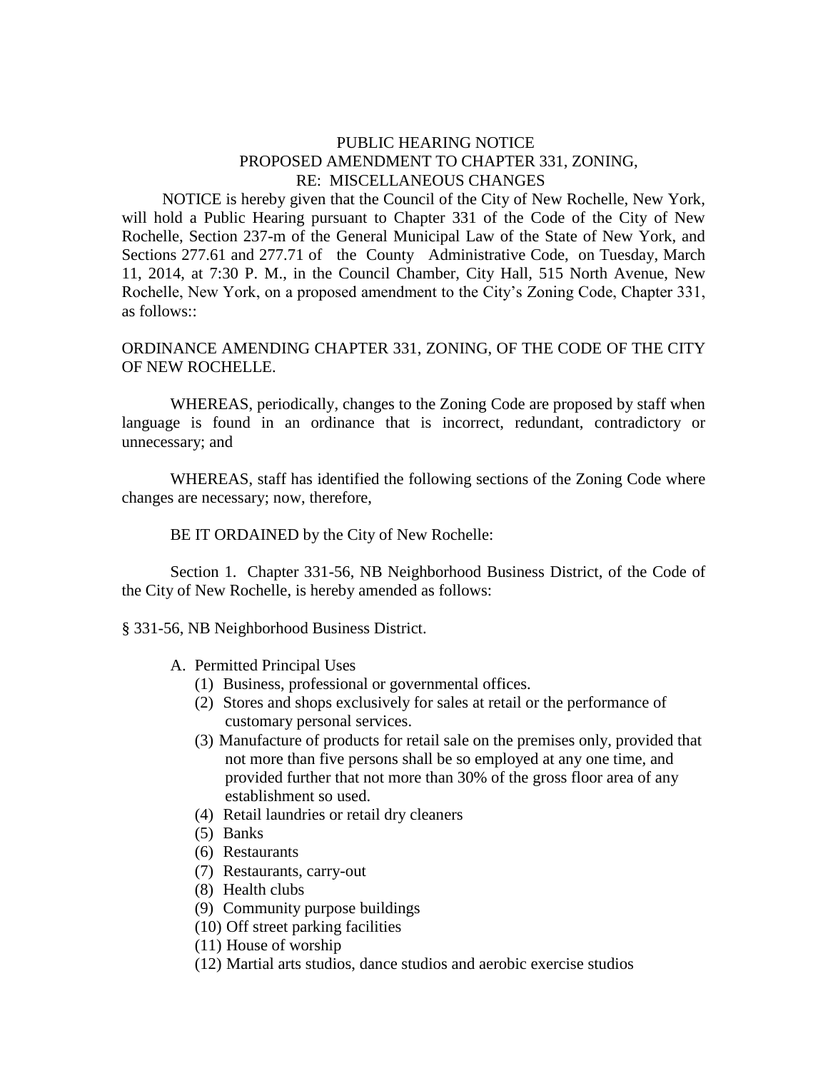PUBLIC HEARING NOTICE
PROPOSED AMENDMENT TO CHAPTER 331, ZONING,
RE: MISCELLANEOUS CHANGES

NOTICE is hereby given that the Council of the City of New Rochelle, New York, will hold a Public Hearing pursuant to Chapter 331 of the Code of the City of New Rochelle, Section 237-m of the General Municipal Law of the State of New York, and Sections 277.61 and 277.71 of the County Administrative Code, on Tuesday, March 11, 2014, at 7:30 P. M., in the Council Chamber, City Hall, 515 North Avenue, New Rochelle, New York, on a proposed amendment to the City's Zoning Code, Chapter 331, as follows::

ORDINANCE AMENDING CHAPTER 331, ZONING, OF THE CODE OF THE CITY OF NEW ROCHELLE.

WHEREAS, periodically, changes to the Zoning Code are proposed by staff when language is found in an ordinance that is incorrect, redundant, contradictory or unnecessary; and

WHEREAS, staff has identified the following sections of the Zoning Code where changes are necessary; now, therefore,

BE IT ORDAINED by the City of New Rochelle:

Section 1. Chapter 331-56, NB Neighborhood Business District, of the Code of the City of New Rochelle, is hereby amended as follows:

§ 331-56, NB Neighborhood Business District.

A. Permitted Principal Uses
   (1) Business, professional or governmental offices.
   (2) Stores and shops exclusively for sales at retail or the performance of customary personal services.
   (3) Manufacture of products for retail sale on the premises only, provided that not more than five persons shall be so employed at any one time, and provided further that not more than 30% of the gross floor area of any establishment so used.
   (4) Retail laundries or retail dry cleaners
   (5) Banks
   (6) Restaurants
   (7) Restaurants, carry-out
   (8) Health clubs
   (9) Community purpose buildings
   (10) Off street parking facilities
   (11) House of worship
   (12) Martial arts studios, dance studios and aerobic exercise studios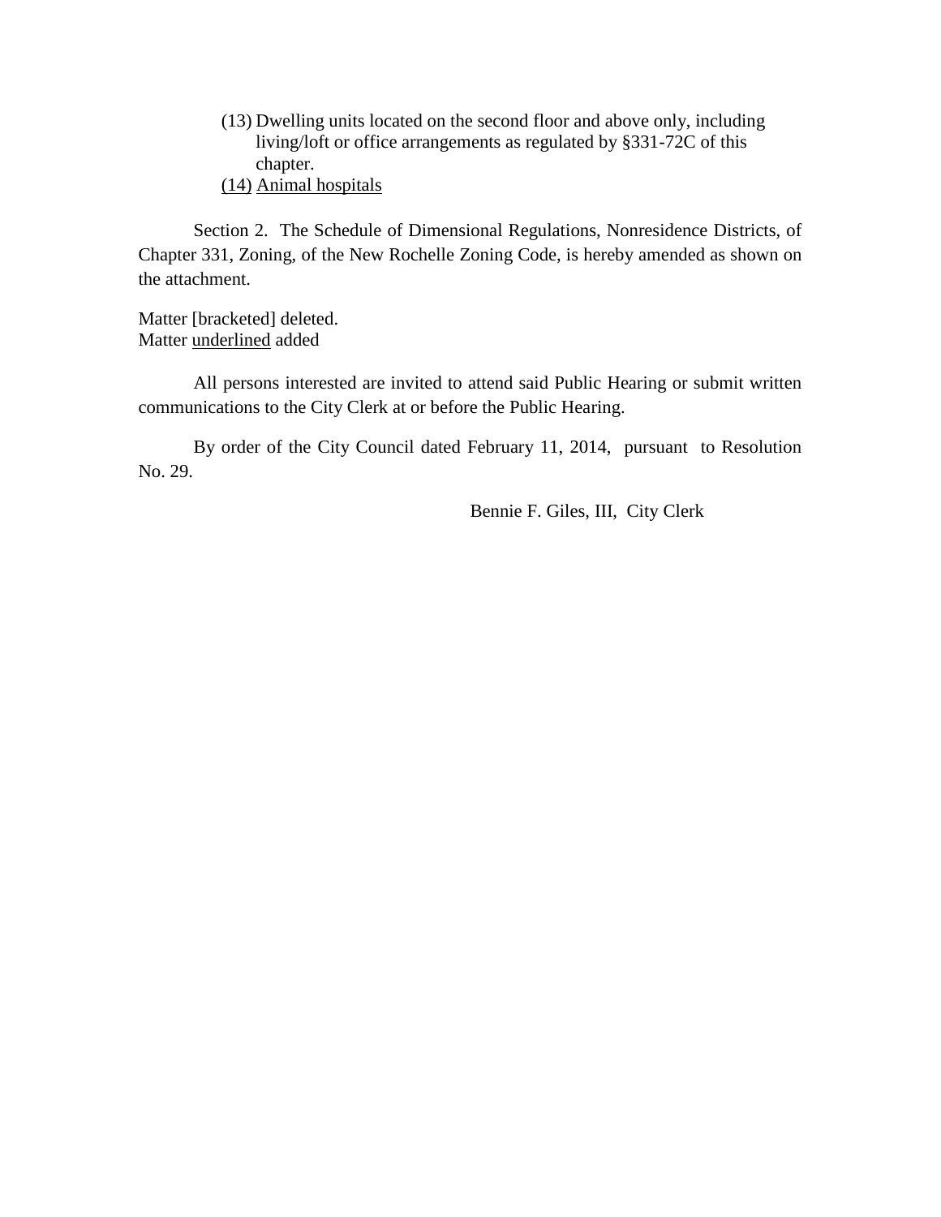(13) Dwelling units located on the second floor and above only, including living/loft or office arrangements as regulated by §331-72C of this chapter.

<u>(14) Animal hospitals</u>

Section 2. The Schedule of Dimensional Regulations, Nonresidence Districts, of Chapter 331, Zoning, of the New Rochelle Zoning Code, is hereby amended as shown on the attachment.

Matter [bracketed] deleted.
Matter <u>underlined</u> added

All persons interested are invited to attend said Public Hearing or submit written communications to the City Clerk at or before the Public Hearing.

By order of the City Council dated February 11, 2014, pursuant to Resolution No. 29.

Bennie F. Giles, III, City Clerk